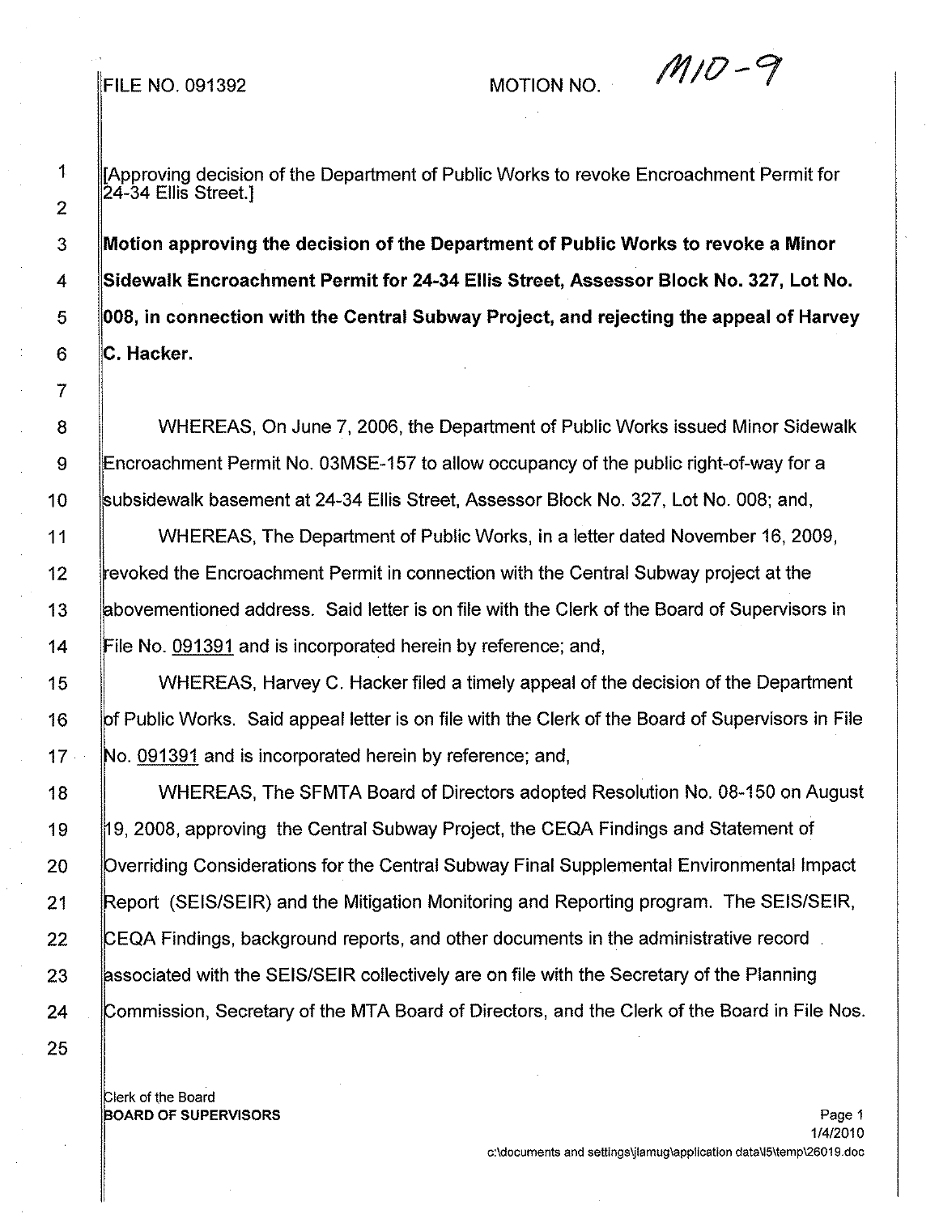FILE NO. 091392 MOTION NO. M10-9

[Approving decision of the Department of Public Works to revoke Encroachment Permit for 24-34 Ellis Street.]

**Motion approving the decision of the Department of Public Works to revoke a Minor Sidewalk Encroachment Permit for 24-34 Ellis Street, Assessor Block No. 327, Lot No. 008, in connection with the Central Subway Project, and rejecting the appeal of Harvey C. Hacker.**

WHEREAS, On June 7, 2006, the Department of Public Works issued Minor Sidewalk Encroachment Permit No. 03MSE-157 to allow occupancy of the public right-of-way for a subsidewalk basement at 24-34 Ellis Street, Assessor Block No. 327, Lot No. 008; and,

WHEREAS, The Department of Public Works, in a letter dated November 16, 2009, revoked the Encroachment Permit in connection with the Central Subway project at the abovementioned address. Said letter is on file with the Clerk of the Board of Supervisors in File No. 091391 and is incorporated herein by reference; and,

WHEREAS, Harvey C. Hacker filed a timely appeal of the decision of the Department of Public Works. Said appeal letter is on file with the Clerk of the Board of Supervisors in File No. 091391 and is incorporated herein by reference; and,

WHEREAS, The SFMTA Board of Directors adopted Resolution No. 08-150 on August 19, 2008, approving the Central Subway Project, the CEQA Findings and Statement of Overriding Considerations for the Central Subway Final Supplemental Environmental Impact Report (SEIS/SEIR) and the Mitigation Monitoring and Reporting program. The SEIS/SEIR, CEQA Findings, background reports, and other documents in the administrative record associated with the SEIS/SEIR collectively are on file with the Secretary of the Planning Commission, Secretary of the MTA Board of Directors, and the Clerk of the Board in File Nos.

Clerk of the Board
**BOARD OF SUPERVISORS**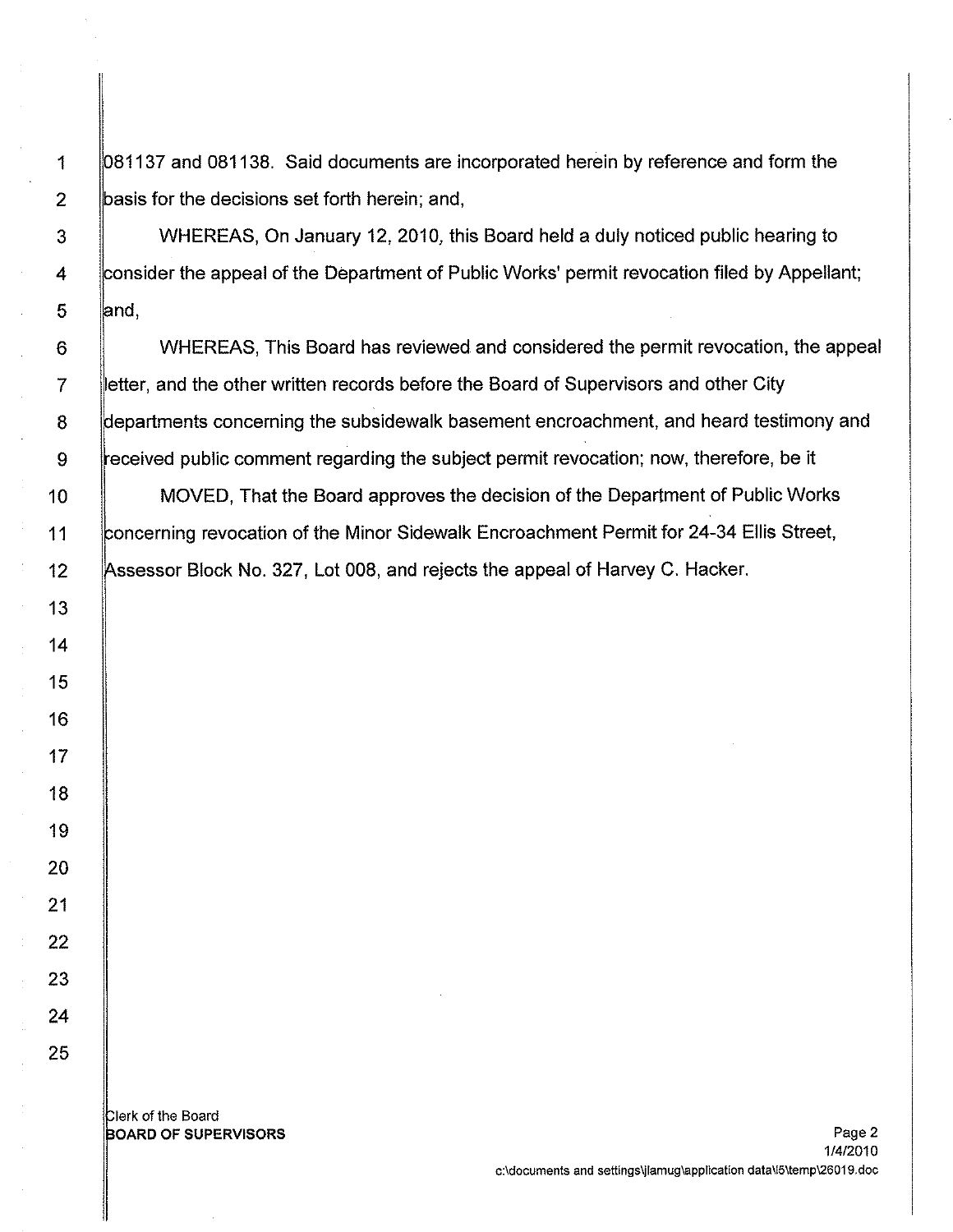081137 and 081138. Said documents are incorporated herein by reference and form the basis for the decisions set forth herein; and,

WHEREAS, On January 12, 2010, this Board held a duly noticed public hearing to consider the appeal of the Department of Public Works' permit revocation filed by Appellant; and,

WHEREAS, This Board has reviewed and considered the permit revocation, the appeal letter, and the other written records before the Board of Supervisors and other City departments concerning the subsidewalk basement encroachment, and heard testimony and received public comment regarding the subject permit revocation; now, therefore, be it

MOVED, That the Board approves the decision of the Department of Public Works concerning revocation of the Minor Sidewalk Encroachment Permit for 24-34 Ellis Street, Assessor Block No. 327, Lot 008, and rejects the appeal of Harvey C. Hacker.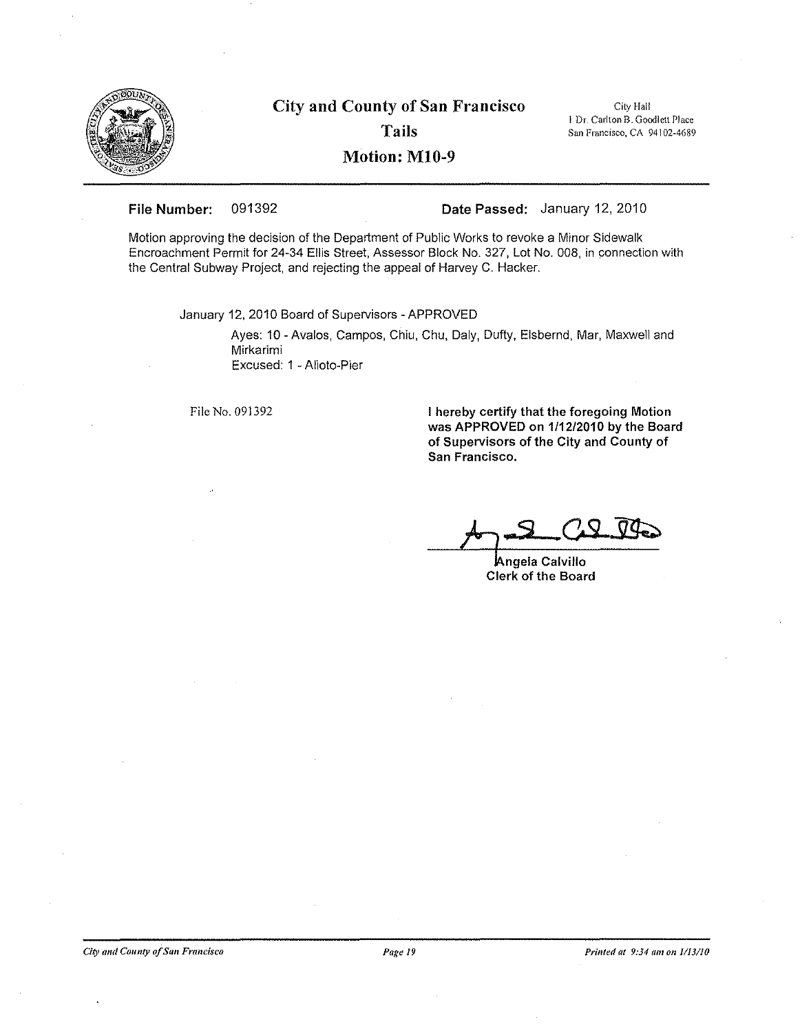# City and County of San Francisco

## Tails

## Motion: M10-9

City Hall
1 Dr. Carlton B. Goodlett Place
San Francisco, CA 94102-4689

**File Number:** 091392 **Date Passed:** January 12, 2010

Motion approving the decision of the Department of Public Works to revoke a Minor Sidewalk Encroachment Permit for 24-34 Ellis Street, Assessor Block No. 327, Lot No. 008, in connection with the Central Subway Project, and rejecting the appeal of Harvey C. Hacker.

January 12, 2010 Board of Supervisors - APPROVED

Ayes: 10 - Avalos, Campos, Chiu, Chu, Daly, Dufty, Elsbernd, Mar, Maxwell and Mirkarimi
Excused: 1 - Alioto-Pier

File No. 091392

**I hereby certify that the foregoing Motion was APPROVED on 1/12/2010 by the Board of Supervisors of the City and County of San Francisco.**

Angela Calvillo
**Clerk of the Board**

*City and County of San Francisco* *Page 19* *Printed at 9:34 am on 1/13/10*